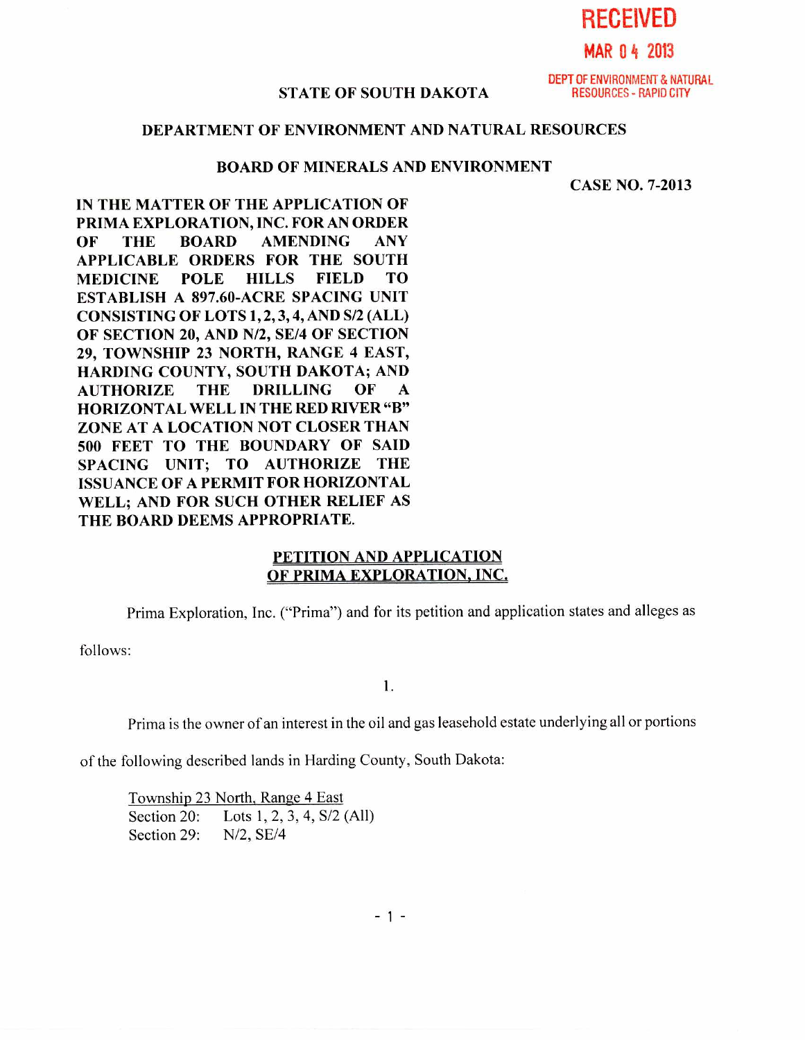RECEIVED

MAR 04 2013

DEPT OF ENVIRONMENT & NATURAL RESOURCES - RAPID CITY

**STATE OF SOUTH DAKOTA**

**DEPARTMENT OF ENVIRONMENT AND NATURAL RESOURCES**

**BOARD OF MINERALS AND ENVIRONMENT**

**CASE NO. 7-2013**

**IN THE MATTER OF THE APPLICATION OF PRIMA EXPLORATION, INC. FOR AN ORDER OF THE BOARD AMENDING ANY APPLICABLE ORDERS FOR THE SOUTH MEDICINE POLE HILLS FIELD TO ESTABLISH A 897.60-ACRE SPACING UNIT CONSISTING OF LOTS 1, 2, 3, 4, AND S/2 (ALL) OF SECTION 20, AND N/2, SE/4 OF SECTION 29, TOWNSHIP 23 NORTH, RANGE 4 EAST, HARDING COUNTY, SOUTH DAKOTA; AND AUTHORIZE THE DRILLING OF A HORIZONTAL WELL IN THE RED RIVER "B" ZONE AT A LOCATION NOT CLOSER THAN 500 FEET TO THE BOUNDARY OF SAID SPACING UNIT; TO AUTHORIZE THE ISSUANCE OF A PERMIT FOR HORIZONTAL WELL; AND FOR SUCH OTHER RELIEF AS THE BOARD DEEMS APPROPRIATE.**

**PETITION AND APPLICATION OF PRIMA EXPLORATION, INC.**

Prima Exploration, Inc. ("Prima") and for its petition and application states and alleges as follows:

1.

Prima is the owner of an interest in the oil and gas leasehold estate underlying all or portions of the following described lands in Harding County, South Dakota:

Township 23 North, Range 4 East
Section 20: Lots 1, 2, 3, 4, S/2 (All)
Section 29: N/2, SE/4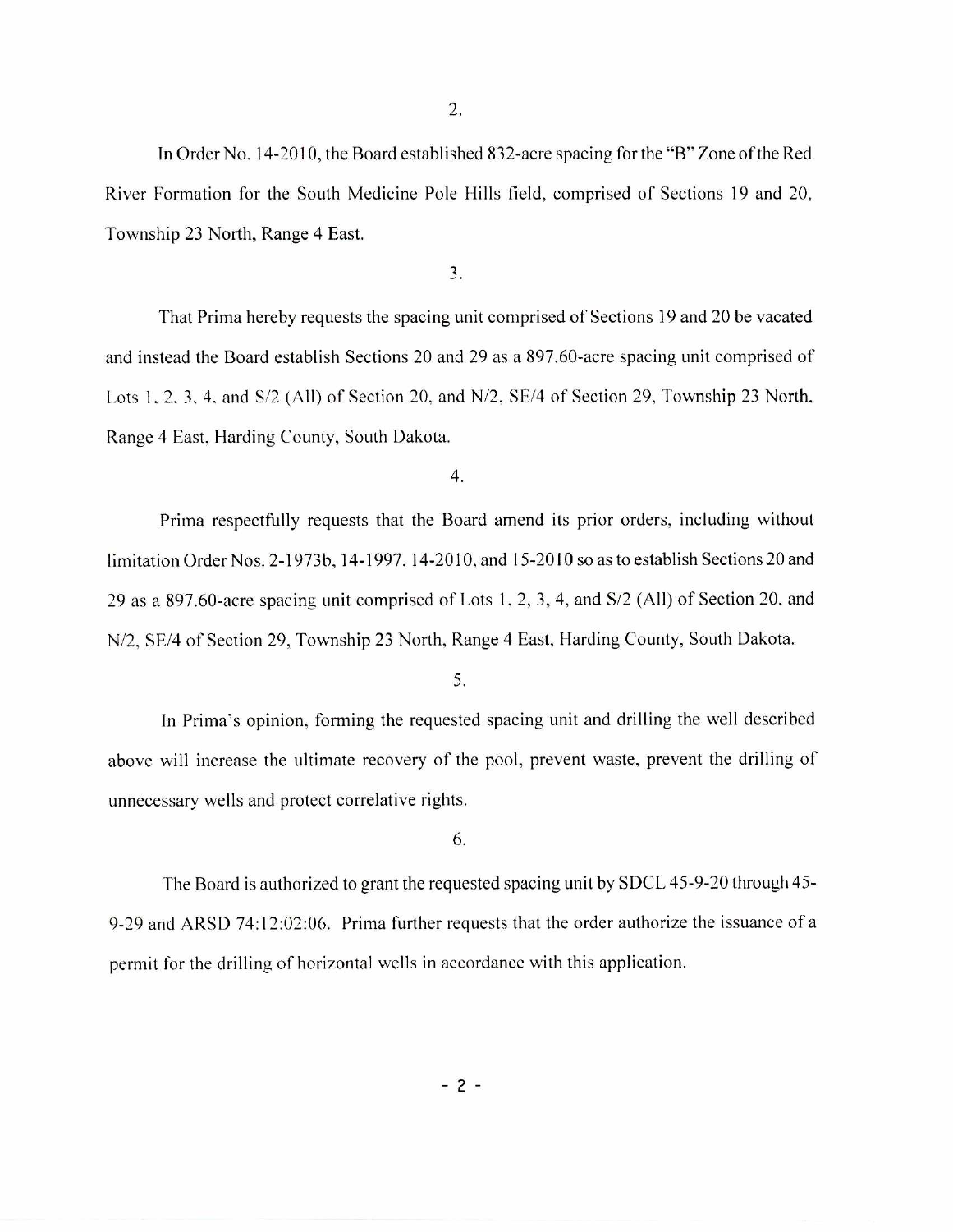2.

In Order No. 14-2010, the Board established 832-acre spacing for the "B" Zone of the Red River Formation for the South Medicine Pole Hills field, comprised of Sections 19 and 20, Township 23 North, Range 4 East.

3.

That Prima hereby requests the spacing unit comprised of Sections 19 and 20 be vacated and instead the Board establish Sections 20 and 29 as a 897.60-acre spacing unit comprised of Lots 1, 2, 3, 4, and S/2 (All) of Section 20, and N/2, SE/4 of Section 29, Township 23 North, Range 4 East, Harding County, South Dakota.

4.

Prima respectfully requests that the Board amend its prior orders, including without limitation Order Nos. 2-1973b, 14-1997, 14-2010, and 15-2010 so as to establish Sections 20 and 29 as a 897.60-acre spacing unit comprised of Lots 1, 2, 3, 4, and S/2 (All) of Section 20, and N/2, SE/4 of Section 29, Township 23 North, Range 4 East, Harding County, South Dakota.

5.

In Prima's opinion, forming the requested spacing unit and drilling the well described above will increase the ultimate recovery of the pool, prevent waste, prevent the drilling of unnecessary wells and protect correlative rights.

6.

The Board is authorized to grant the requested spacing unit by SDCL 45-9-20 through 45-9-29 and ARSD 74:12:02:06. Prima further requests that the order authorize the issuance of a permit for the drilling of horizontal wells in accordance with this application.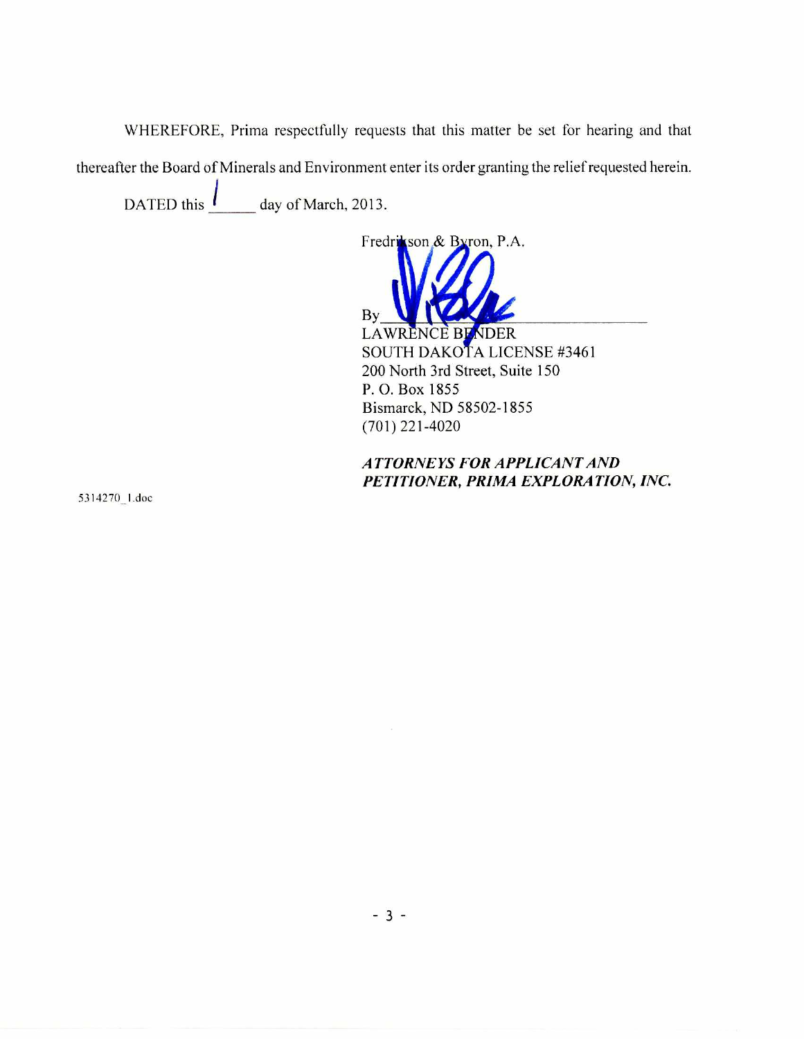WHEREFORE, Prima respectfully requests that this matter be set for hearing and that thereafter the Board of Minerals and Environment enter its order granting the relief requested herein.

DATED this 1 day of March, 2013.

Fredrikson & Byron, P.A.

By_______________________
LAWRENCE BENDER
SOUTH DAKOTA LICENSE #3461
200 North 3rd Street, Suite 150
P. O. Box 1855
Bismarck, ND 58502-1855
(701) 221-4020

***ATTORNEYS FOR APPLICANT AND PETITIONER, PRIMA EXPLORATION, INC.***

5314270_1.doc